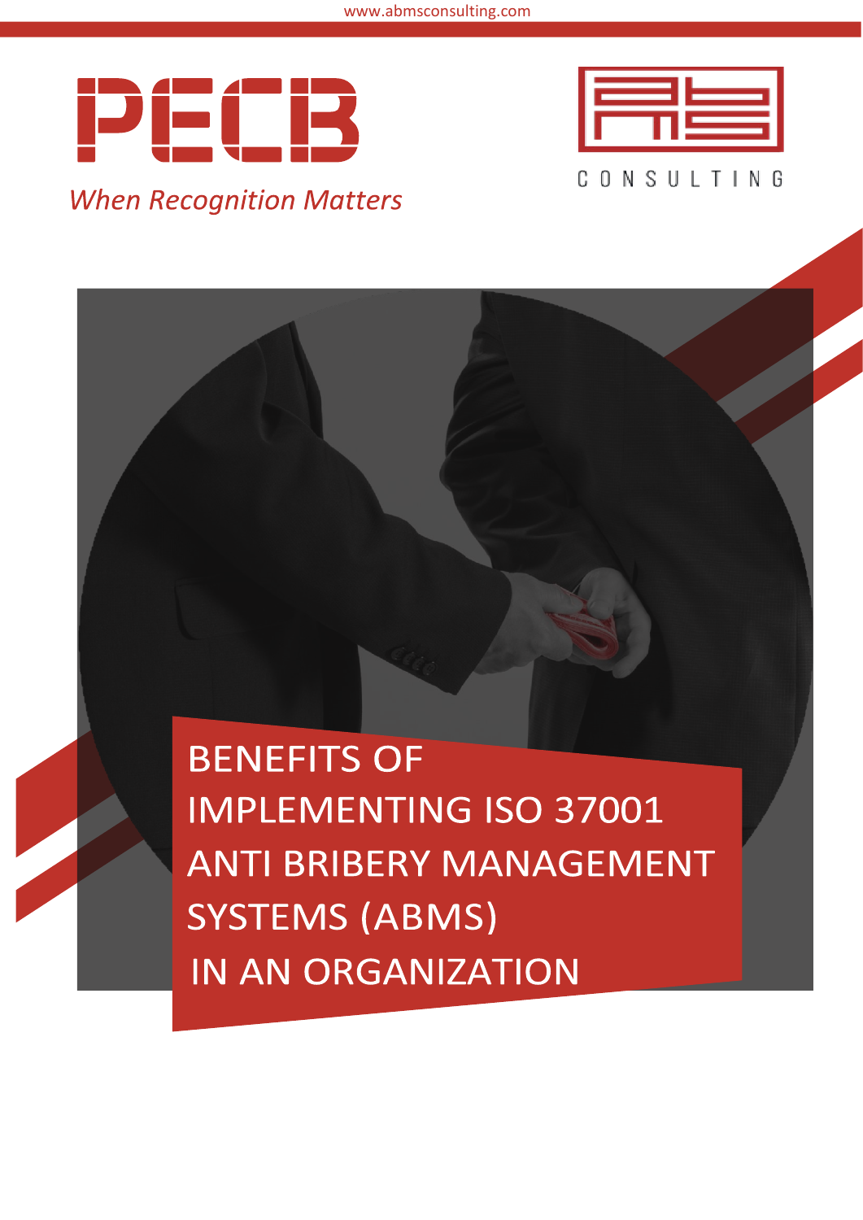www.abmsconsulting.com

PECB

*When Recognition Matters*

C O N S U L T I N G

# BENEFITS OF IMPLEMENTING ISO 37001 ANTI BRIBERY MANAGEMENT SYSTEMS (ABMS) IN AN ORGANIZATION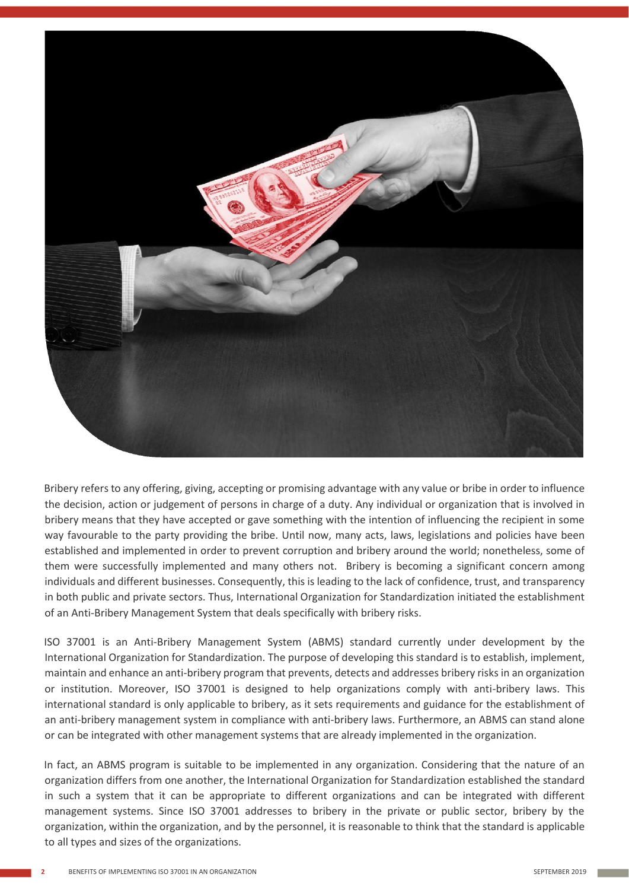Bribery refers to any offering, giving, accepting or promising advantage with any value or bribe in order to influence the decision, action or judgement of persons in charge of a duty. Any individual or organization that is involved in bribery means that they have accepted or gave something with the intention of influencing the recipient in some way favourable to the party providing the bribe. Until now, many acts, laws, legislations and policies have been established and implemented in order to prevent corruption and bribery around the world; nonetheless, some of them were successfully implemented and many others not. Bribery is becoming a significant concern among individuals and different businesses. Consequently, this is leading to the lack of confidence, trust, and transparency in both public and private sectors. Thus, International Organization for Standardization initiated the establishment of an Anti-Bribery Management System that deals specifically with bribery risks.

ISO 37001 is an Anti-Bribery Management System (ABMS) standard currently under development by the International Organization for Standardization. The purpose of developing this standard is to establish, implement, maintain and enhance an anti-bribery program that prevents, detects and addresses bribery risks in an organization or institution. Moreover, ISO 37001 is designed to help organizations comply with anti-bribery laws. This international standard is only applicable to bribery, as it sets requirements and guidance for the establishment of an anti-bribery management system in compliance with anti-bribery laws. Furthermore, an ABMS can stand alone or can be integrated with other management systems that are already implemented in the organization.

In fact, an ABMS program is suitable to be implemented in any organization. Considering that the nature of an organization differs from one another, the International Organization for Standardization established the standard in such a system that it can be appropriate to different organizations and can be integrated with different management systems. Since ISO 37001 addresses to bribery in the private or public sector, bribery by the organization, within the organization, and by the personnel, it is reasonable to think that the standard is applicable to all types and sizes of the organizations.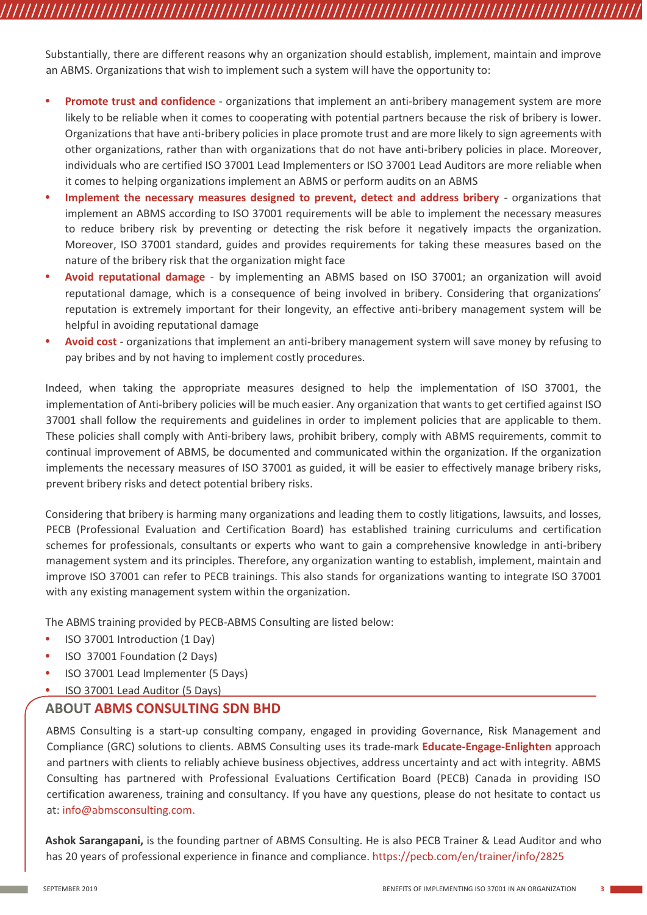Substantially, there are different reasons why an organization should establish, implement, maintain and improve an ABMS. Organizations that wish to implement such a system will have the opportunity to:

- **Promote trust and confidence** - organizations that implement an anti-bribery management system are more likely to be reliable when it comes to cooperating with potential partners because the risk of bribery is lower. Organizations that have anti-bribery policies in place promote trust and are more likely to sign agreements with other organizations, rather than with organizations that do not have anti-bribery policies in place. Moreover, individuals who are certified ISO 37001 Lead Implementers or ISO 37001 Lead Auditors are more reliable when it comes to helping organizations implement an ABMS or perform audits on an ABMS
- **Implement the necessary measures designed to prevent, detect and address bribery** - organizations that implement an ABMS according to ISO 37001 requirements will be able to implement the necessary measures to reduce bribery risk by preventing or detecting the risk before it negatively impacts the organization. Moreover, ISO 37001 standard, guides and provides requirements for taking these measures based on the nature of the bribery risk that the organization might face
- **Avoid reputational damage** - by implementing an ABMS based on ISO 37001; an organization will avoid reputational damage, which is a consequence of being involved in bribery. Considering that organizations' reputation is extremely important for their longevity, an effective anti-bribery management system will be helpful in avoiding reputational damage
- **Avoid cost** - organizations that implement an anti-bribery management system will save money by refusing to pay bribes and by not having to implement costly procedures.

Indeed, when taking the appropriate measures designed to help the implementation of ISO 37001, the implementation of Anti-bribery policies will be much easier. Any organization that wants to get certified against ISO 37001 shall follow the requirements and guidelines in order to implement policies that are applicable to them. These policies shall comply with Anti-bribery laws, prohibit bribery, comply with ABMS requirements, commit to continual improvement of ABMS, be documented and communicated within the organization. If the organization implements the necessary measures of ISO 37001 as guided, it will be easier to effectively manage bribery risks, prevent bribery risks and detect potential bribery risks.

Considering that bribery is harming many organizations and leading them to costly litigations, lawsuits, and losses, PECB (Professional Evaluation and Certification Board) has established training curriculums and certification schemes for professionals, consultants or experts who want to gain a comprehensive knowledge in anti-bribery management system and its principles. Therefore, any organization wanting to establish, implement, maintain and improve ISO 37001 can refer to PECB trainings. This also stands for organizations wanting to integrate ISO 37001 with any existing management system within the organization.

The ABMS training provided by PECB-ABMS Consulting are listed below:

- ISO 37001 Introduction (1 Day)
- ISO 37001 Foundation (2 Days)
- ISO 37001 Lead Implementer (5 Days)
- ISO 37001 Lead Auditor (5 Days)

## ABOUT ABMS CONSULTING SDN BHD

ABMS Consulting is a start-up consulting company, engaged in providing Governance, Risk Management and Compliance (GRC) solutions to clients. ABMS Consulting uses its trade-mark **Educate-Engage-Enlighten** approach and partners with clients to reliably achieve business objectives, address uncertainty and act with integrity. ABMS Consulting has partnered with Professional Evaluations Certification Board (PECB) Canada in providing ISO certification awareness, training and consultancy. If you have any questions, please do not hesitate to contact us at: info@abmsconsulting.com.

**Ashok Sarangapani,** is the founding partner of ABMS Consulting. He is also PECB Trainer & Lead Auditor and who has 20 years of professional experience in finance and compliance. https://pecb.com/en/trainer/info/2825